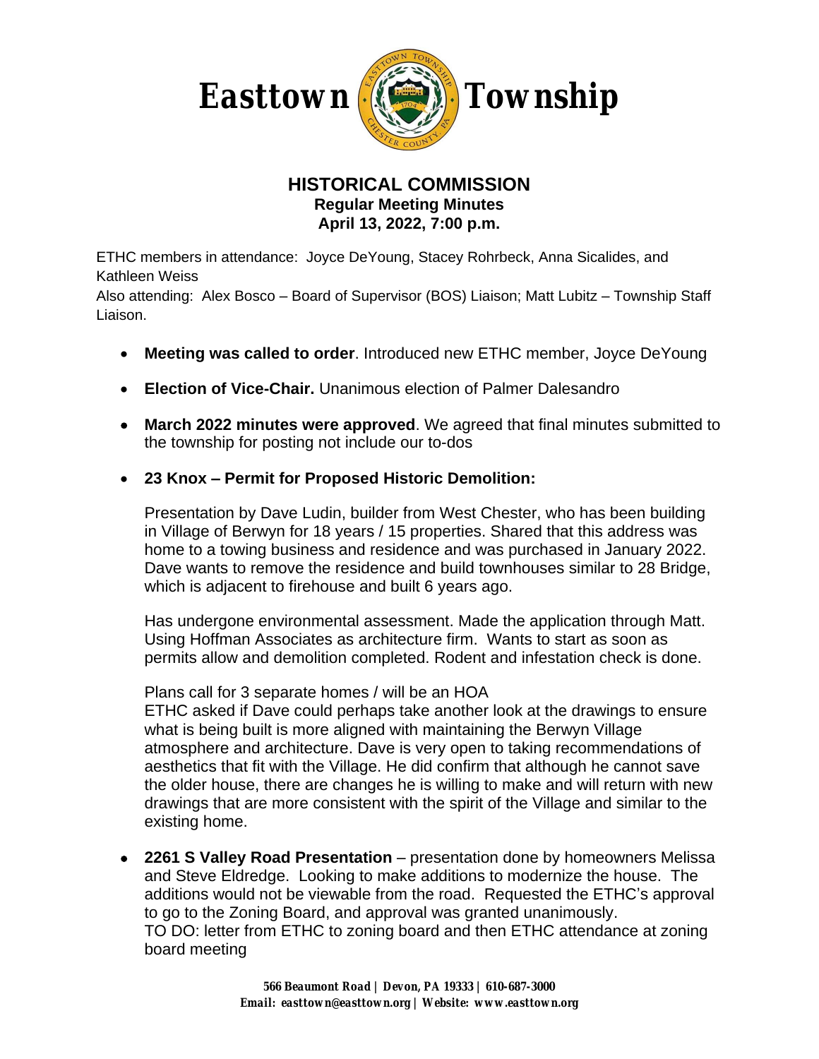# Easttown Township

## HISTORICAL COMMISSION

### Regular Meeting Minutes

### April 13, 2022, 7:00 p.m.

ETHC members in attendance: Joyce DeYoung, Stacey Rohrbeck, Anna Sicalides, and Kathleen Weiss

Also attending: Alex Bosco – Board of Supervisor (BOS) Liaison; Matt Lubitz – Township Staff Liaison.

- **Meeting was called to order**. Introduced new ETHC member, Joyce DeYoung
- **Election of Vice-Chair.** Unanimous election of Palmer Dalesandro
- **March 2022 minutes were approved**. We agreed that final minutes submitted to the township for posting not include our to-dos
- **23 Knox – Permit for Proposed Historic Demolition:**

  Presentation by Dave Ludin, builder from West Chester, who has been building in Village of Berwyn for 18 years / 15 properties. Shared that this address was home to a towing business and residence and was purchased in January 2022. Dave wants to remove the residence and build townhouses similar to 28 Bridge, which is adjacent to firehouse and built 6 years ago.

  Has undergone environmental assessment. Made the application through Matt. Using Hoffman Associates as architecture firm. Wants to start as soon as permits allow and demolition completed. Rodent and infestation check is done.

  Plans call for 3 separate homes / will be an HOA
  ETHC asked if Dave could perhaps take another look at the drawings to ensure what is being built is more aligned with maintaining the Berwyn Village atmosphere and architecture. Dave is very open to taking recommendations of aesthetics that fit with the Village. He did confirm that although he cannot save the older house, there are changes he is willing to make and will return with new drawings that are more consistent with the spirit of the Village and similar to the existing home.

- **2261 S Valley Road Presentation** – presentation done by homeowners Melissa and Steve Eldredge. Looking to make additions to modernize the house. The additions would not be viewable from the road. Requested the ETHC's approval to go to the Zoning Board, and approval was granted unanimously.
  TO DO: letter from ETHC to zoning board and then ETHC attendance at zoning board meeting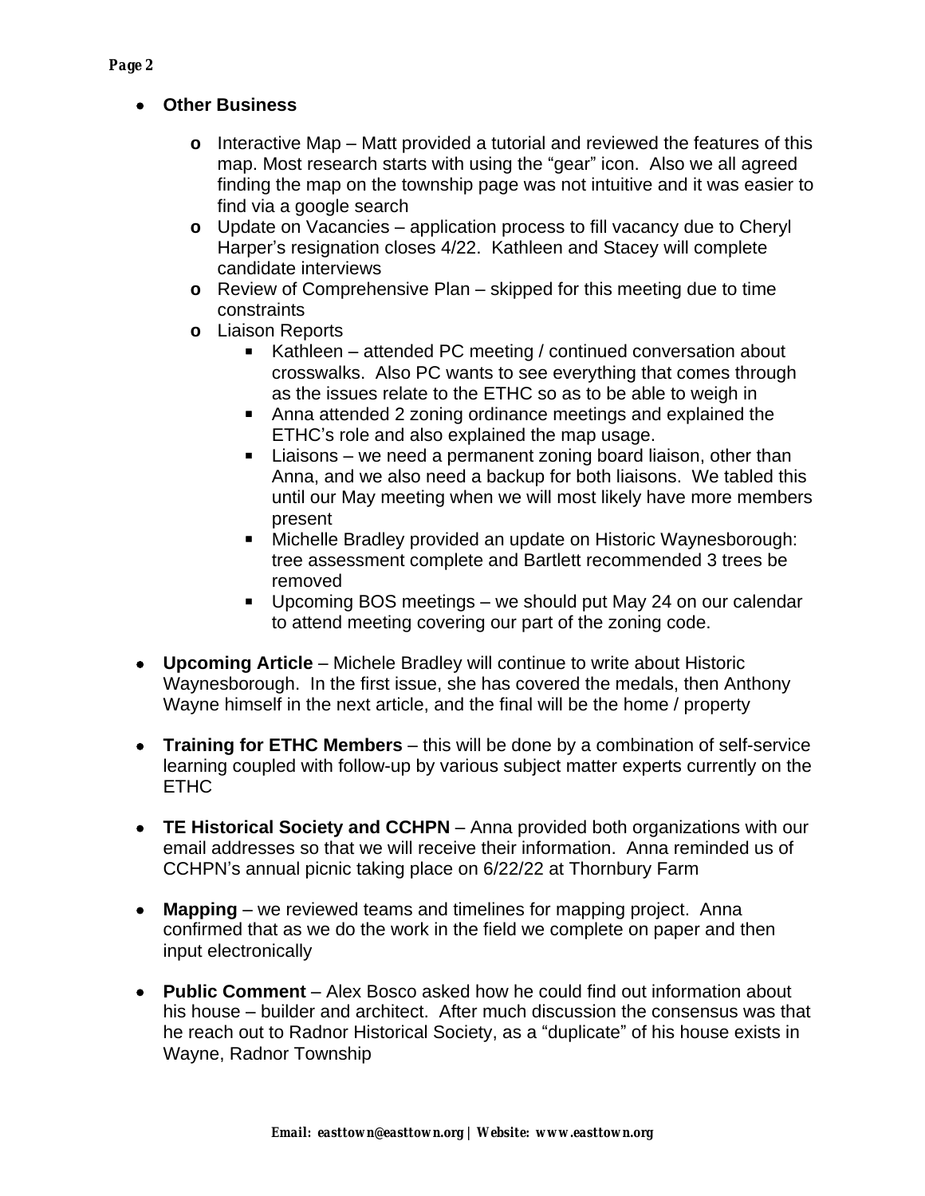- **Other Business**
  - Interactive Map – Matt provided a tutorial and reviewed the features of this map. Most research starts with using the "gear" icon. Also we all agreed finding the map on the township page was not intuitive and it was easier to find via a google search
  - Update on Vacancies – application process to fill vacancy due to Cheryl Harper's resignation closes 4/22. Kathleen and Stacey will complete candidate interviews
  - Review of Comprehensive Plan – skipped for this meeting due to time constraints
  - Liaison Reports
    - Kathleen – attended PC meeting / continued conversation about crosswalks. Also PC wants to see everything that comes through as the issues relate to the ETHC so as to be able to weigh in
    - Anna attended 2 zoning ordinance meetings and explained the ETHC's role and also explained the map usage.
    - Liaisons – we need a permanent zoning board liaison, other than Anna, and we also need a backup for both liaisons. We tabled this until our May meeting when we will most likely have more members present
    - Michelle Bradley provided an update on Historic Waynesborough: tree assessment complete and Bartlett recommended 3 trees be removed
    - Upcoming BOS meetings – we should put May 24 on our calendar to attend meeting covering our part of the zoning code.

- **Upcoming Article** – Michele Bradley will continue to write about Historic Waynesborough. In the first issue, she has covered the medals, then Anthony Wayne himself in the next article, and the final will be the home / property

- **Training for ETHC Members** – this will be done by a combination of self-service learning coupled with follow-up by various subject matter experts currently on the ETHC

- **TE Historical Society and CCHPN** – Anna provided both organizations with our email addresses so that we will receive their information. Anna reminded us of CCHPN's annual picnic taking place on 6/22/22 at Thornbury Farm

- **Mapping** – we reviewed teams and timelines for mapping project. Anna confirmed that as we do the work in the field we complete on paper and then input electronically

- **Public Comment** – Alex Bosco asked how he could find out information about his house – builder and architect. After much discussion the consensus was that he reach out to Radnor Historical Society, as a "duplicate" of his house exists in Wayne, Radnor Township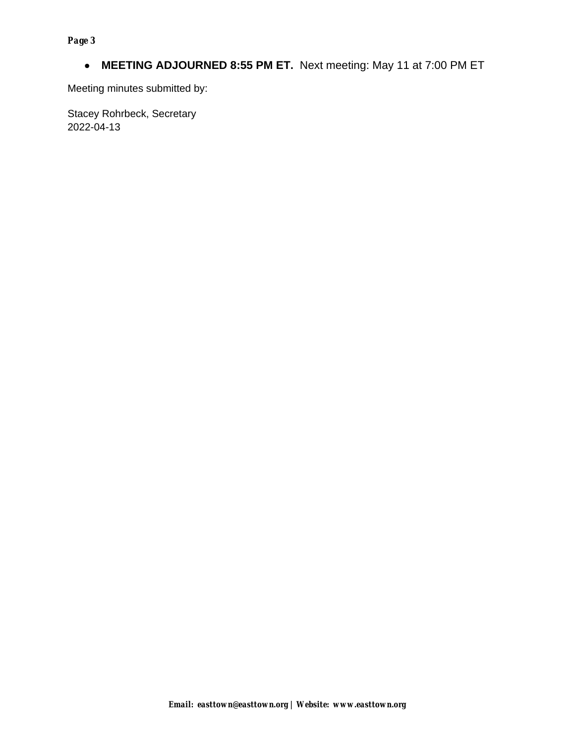- **MEETING ADJOURNED 8:55 PM ET.** Next meeting: May 11 at 7:00 PM ET

Meeting minutes submitted by:

Stacey Rohrbeck, Secretary
2022-04-13